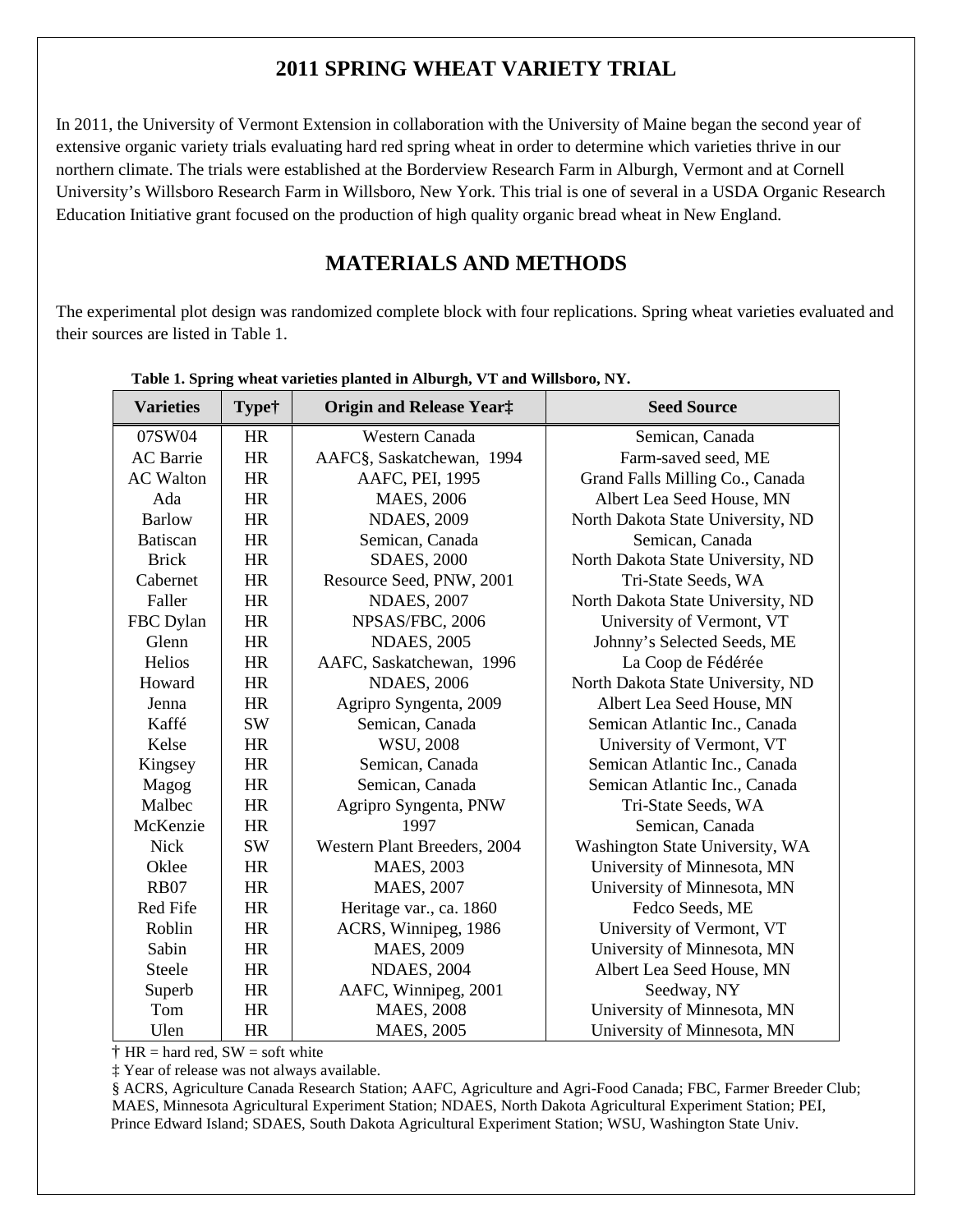# 2011 SPRING WHEAT VARIETY TRIAL

In 2011, the University of Vermont Extension in collaboration with the University of Maine began the second year of extensive organic variety trials evaluating hard red spring wheat in order to determine which varieties thrive in our northern climate. The trials were established at the Borderview Research Farm in Alburgh, Vermont and at Cornell University's Willsboro Research Farm in Willsboro, New York. This trial is one of several in a USDA Organic Research Education Initiative grant focused on the production of high quality organic bread wheat in New England.

# MATERIALS AND METHODS

The experimental plot design was randomized complete block with four replications. Spring wheat varieties evaluated and their sources are listed in Table 1.

**Table 1. Spring wheat varieties planted in Alburgh, VT and Willsboro, NY.**

| Varieties | Type† | Origin and Release Year‡ | Seed Source |
|---|---|---|---|
| 07SW04 | HR | Western Canada | Semican, Canada |
| AC Barrie | HR | AAFC§, Saskatchewan, 1994 | Farm-saved seed, ME |
| AC Walton | HR | AAFC, PEI, 1995 | Grand Falls Milling Co., Canada |
| Ada | HR | MAES, 2006 | Albert Lea Seed House, MN |
| Barlow | HR | NDAES, 2009 | North Dakota State University, ND |
| Batiscan | HR | Semican, Canada | Semican, Canada |
| Brick | HR | SDAES, 2000 | North Dakota State University, ND |
| Cabernet | HR | Resource Seed, PNW, 2001 | Tri-State Seeds, WA |
| Faller | HR | NDAES, 2007 | North Dakota State University, ND |
| FBC Dylan | HR | NPSAS/FBC, 2006 | University of Vermont, VT |
| Glenn | HR | NDAES, 2005 | Johnny's Selected Seeds, ME |
| Helios | HR | AAFC, Saskatchewan, 1996 | La Coop de Fédérée |
| Howard | HR | NDAES, 2006 | North Dakota State University, ND |
| Jenna | HR | Agripro Syngenta, 2009 | Albert Lea Seed House, MN |
| Kaffé | SW | Semican, Canada | Semican Atlantic Inc., Canada |
| Kelse | HR | WSU, 2008 | University of Vermont, VT |
| Kingsey | HR | Semican, Canada | Semican Atlantic Inc., Canada |
| Magog | HR | Semican, Canada | Semican Atlantic Inc., Canada |
| Malbec | HR | Agripro Syngenta, PNW | Tri-State Seeds, WA |
| McKenzie | HR | 1997 | Semican, Canada |
| Nick | SW | Western Plant Breeders, 2004 | Washington State University, WA |
| Oklee | HR | MAES, 2003 | University of Minnesota, MN |
| RB07 | HR | MAES, 2007 | University of Minnesota, MN |
| Red Fife | HR | Heritage var., ca. 1860 | Fedco Seeds, ME |
| Roblin | HR | ACRS, Winnipeg, 1986 | University of Vermont, VT |
| Sabin | HR | MAES, 2009 | University of Minnesota, MN |
| Steele | HR | NDAES, 2004 | Albert Lea Seed House, MN |
| Superb | HR | AAFC, Winnipeg, 2001 | Seedway, NY |
| Tom | HR | MAES, 2008 | University of Minnesota, MN |
| Ulen | HR | MAES, 2005 | University of Minnesota, MN |

† HR = hard red, SW = soft white

‡ Year of release was not always available.

§ ACRS, Agriculture Canada Research Station; AAFC, Agriculture and Agri-Food Canada; FBC, Farmer Breeder Club; MAES, Minnesota Agricultural Experiment Station; NDAES, North Dakota Agricultural Experiment Station; PEI, Prince Edward Island; SDAES, South Dakota Agricultural Experiment Station; WSU, Washington State Univ.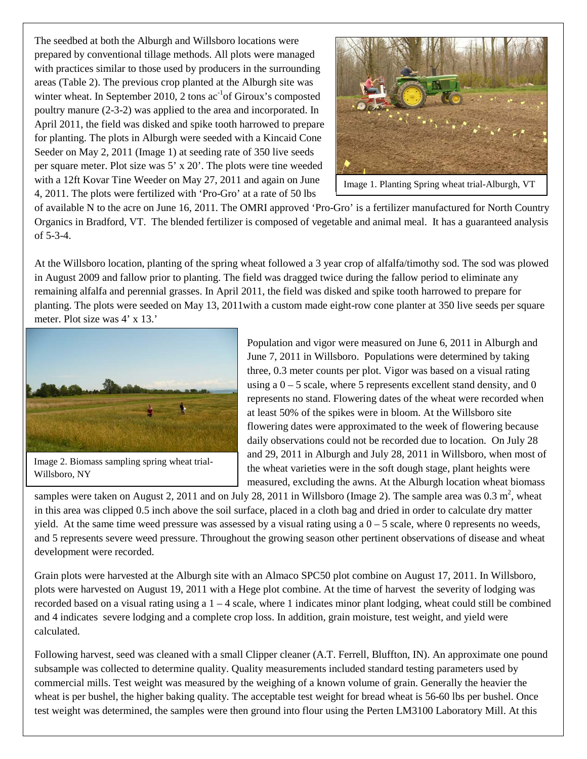The seedbed at both the Alburgh and Willsboro locations were prepared by conventional tillage methods. All plots were managed with practices similar to those used by producers in the surrounding areas (Table 2). The previous crop planted at the Alburgh site was winter wheat. In September 2010, 2 tons $ac^{-1}$of Giroux's composted poultry manure (2-3-2) was applied to the area and incorporated. In April 2011, the field was disked and spike tooth harrowed to prepare for planting. The plots in Alburgh were seeded with a Kincaid Cone Seeder on May 2, 2011 (Image 1) at seeding rate of 350 live seeds per square meter. Plot size was 5' x 20'. The plots were tine weeded with a 12ft Kovar Tine Weeder on May 27, 2011 and again on June 4, 2011. The plots were fertilized with 'Pro-Gro' at a rate of 50 lbs of available N to the acre on June 16, 2011. The OMRI approved 'Pro-Gro' is a fertilizer manufactured for North Country Organics in Bradford, VT. The blended fertilizer is composed of vegetable and animal meal. It has a guaranteed analysis of 5-3-4.

Image 1. Planting Spring wheat trial-Alburgh, VT

At the Willsboro location, planting of the spring wheat followed a 3 year crop of alfalfa/timothy sod. The sod was plowed in August 2009 and fallow prior to planting. The field was dragged twice during the fallow period to eliminate any remaining alfalfa and perennial grasses. In April 2011, the field was disked and spike tooth harrowed to prepare for planting. The plots were seeded on May 13, 2011with a custom made eight-row cone planter at 350 live seeds per square meter. Plot size was 4' x 13.'

Image 2. Biomass sampling spring wheat trial-Willsboro, NY

Population and vigor were measured on June 6, 2011 in Alburgh and June 7, 2011 in Willsboro. Populations were determined by taking three, 0.3 meter counts per plot. Vigor was based on a visual rating using a 0 – 5 scale, where 5 represents excellent stand density, and 0 represents no stand. Flowering dates of the wheat were recorded when at least 50% of the spikes were in bloom. At the Willsboro site flowering dates were approximated to the week of flowering because daily observations could not be recorded due to location. On July 28 and 29, 2011 in Alburgh and July 28, 2011 in Willsboro, when most of the wheat varieties were in the soft dough stage, plant heights were measured, excluding the awns. At the Alburgh location wheat biomass samples were taken on August 2, 2011 and on July 28, 2011 in Willsboro (Image 2). The sample area was 0.3 $m^2$, wheat in this area was clipped 0.5 inch above the soil surface, placed in a cloth bag and dried in order to calculate dry matter yield. At the same time weed pressure was assessed by a visual rating using a 0 – 5 scale, where 0 represents no weeds, and 5 represents severe weed pressure. Throughout the growing season other pertinent observations of disease and wheat development were recorded.

Grain plots were harvested at the Alburgh site with an Almaco SPC50 plot combine on August 17, 2011. In Willsboro, plots were harvested on August 19, 2011 with a Hege plot combine. At the time of harvest the severity of lodging was recorded based on a visual rating using a 1 – 4 scale, where 1 indicates minor plant lodging, wheat could still be combined and 4 indicates severe lodging and a complete crop loss. In addition, grain moisture, test weight, and yield were calculated.

Following harvest, seed was cleaned with a small Clipper cleaner (A.T. Ferrell, Bluffton, IN). An approximate one pound subsample was collected to determine quality. Quality measurements included standard testing parameters used by commercial mills. Test weight was measured by the weighing of a known volume of grain. Generally the heavier the wheat is per bushel, the higher baking quality. The acceptable test weight for bread wheat is 56-60 lbs per bushel. Once test weight was determined, the samples were then ground into flour using the Perten LM3100 Laboratory Mill. At this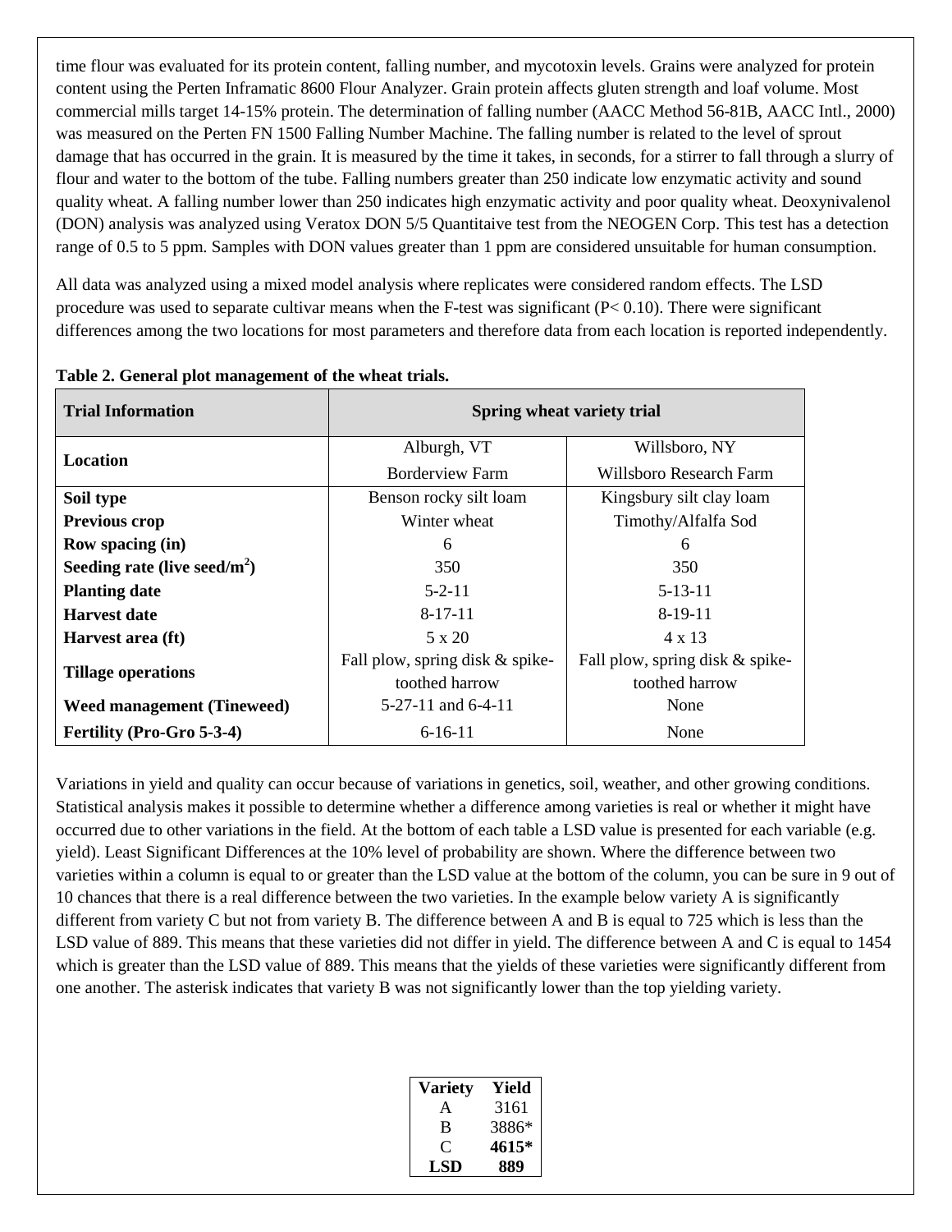time flour was evaluated for its protein content, falling number, and mycotoxin levels. Grains were analyzed for protein content using the Perten Inframatic 8600 Flour Analyzer. Grain protein affects gluten strength and loaf volume. Most commercial mills target 14-15% protein. The determination of falling number (AACC Method 56-81B, AACC Intl., 2000) was measured on the Perten FN 1500 Falling Number Machine. The falling number is related to the level of sprout damage that has occurred in the grain. It is measured by the time it takes, in seconds, for a stirrer to fall through a slurry of flour and water to the bottom of the tube. Falling numbers greater than 250 indicate low enzymatic activity and sound quality wheat. A falling number lower than 250 indicates high enzymatic activity and poor quality wheat. Deoxynivalenol (DON) analysis was analyzed using Veratox DON 5/5 Quantitaive test from the NEOGEN Corp. This test has a detection range of 0.5 to 5 ppm. Samples with DON values greater than 1 ppm are considered unsuitable for human consumption.

All data was analyzed using a mixed model analysis where replicates were considered random effects. The LSD procedure was used to separate cultivar means when the F-test was significant ($P < 0.10$). There were significant differences among the two locations for most parameters and therefore data from each location is reported independently.

**Table 2. General plot management of the wheat trials.**

| Trial Information | Spring wheat variety trial | |
|---|---|---|
| **Location** | Alburgh, VT<br>Borderview Farm | Willsboro, NY<br>Willsboro Research Farm |
| **Soil type** | Benson rocky silt loam | Kingsbury silt clay loam |
| **Previous crop** | Winter wheat | Timothy/Alfalfa Sod |
| **Row spacing (in)** | 6 | 6 |
| **Seeding rate (live seed/m$^2$)** | 350 | 350 |
| **Planting date** | 5-2-11 | 5-13-11 |
| **Harvest date** | 8-17-11 | 8-19-11 |
| **Harvest area (ft)** | 5 x 20 | 4 x 13 |
| **Tillage operations** | Fall plow, spring disk & spike-toothed harrow | Fall plow, spring disk & spike-toothed harrow |
| **Weed management (Tineweed)** | 5-27-11 and 6-4-11 | None |
| **Fertility (Pro-Gro 5-3-4)** | 6-16-11 | None |

Variations in yield and quality can occur because of variations in genetics, soil, weather, and other growing conditions. Statistical analysis makes it possible to determine whether a difference among varieties is real or whether it might have occurred due to other variations in the field. At the bottom of each table a LSD value is presented for each variable (e.g. yield). Least Significant Differences at the 10% level of probability are shown. Where the difference between two varieties within a column is equal to or greater than the LSD value at the bottom of the column, you can be sure in 9 out of 10 chances that there is a real difference between the two varieties. In the example below variety A is significantly different from variety C but not from variety B. The difference between A and B is equal to 725 which is less than the LSD value of 889. This means that these varieties did not differ in yield. The difference between A and C is equal to 1454 which is greater than the LSD value of 889. This means that the yields of these varieties were significantly different from one another. The asterisk indicates that variety B was not significantly lower than the top yielding variety.

| Variety | Yield |
|---|---|
| A | 3161 |
| B | 3886* |
| C | **4615*** |
| **LSD** | **889** |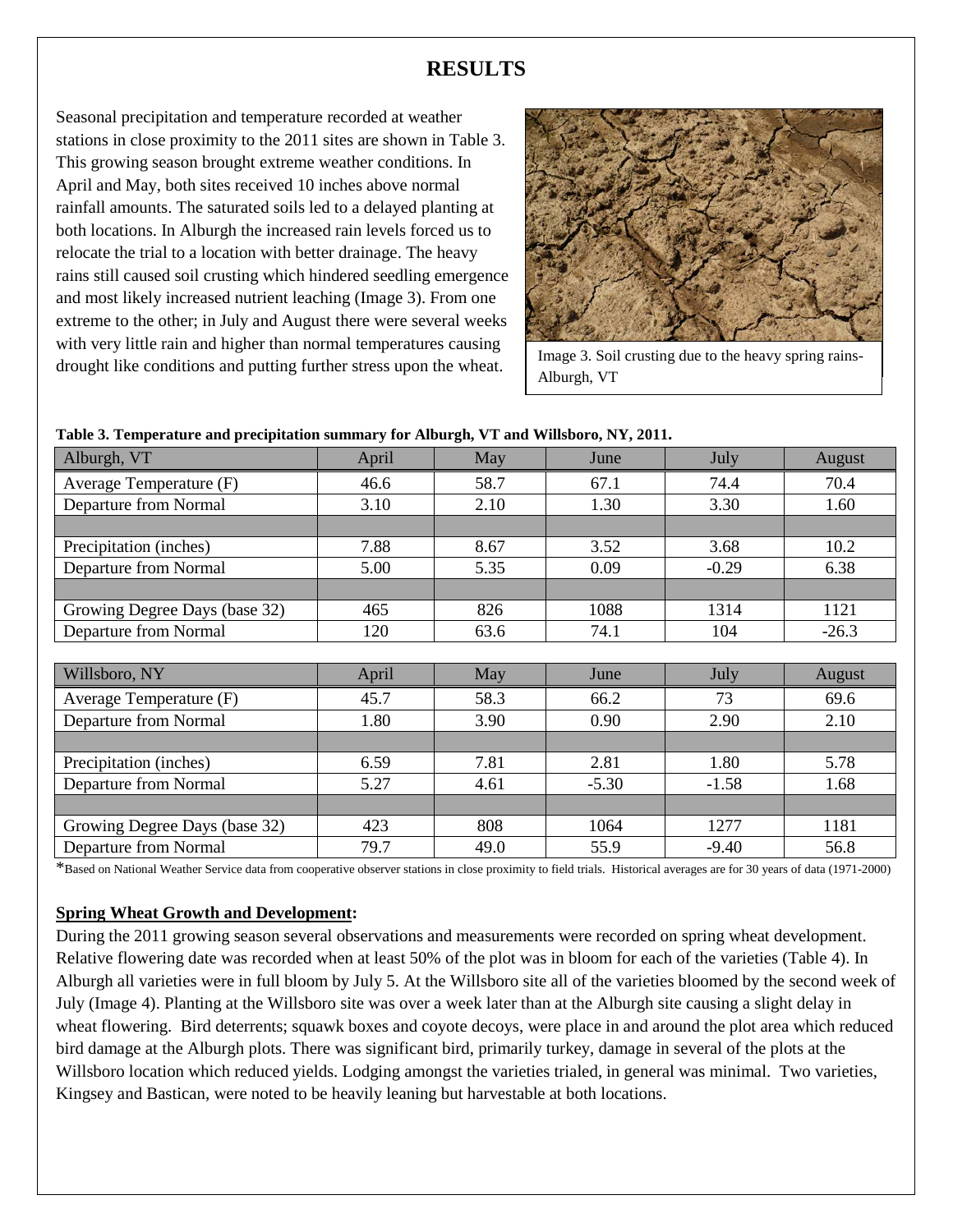# RESULTS

Seasonal precipitation and temperature recorded at weather stations in close proximity to the 2011 sites are shown in Table 3. This growing season brought extreme weather conditions. In April and May, both sites received 10 inches above normal rainfall amounts. The saturated soils led to a delayed planting at both locations. In Alburgh the increased rain levels forced us to relocate the trial to a location with better drainage. The heavy rains still caused soil crusting which hindered seedling emergence and most likely increased nutrient leaching (Image 3). From one extreme to the other; in July and August there were several weeks with very little rain and higher than normal temperatures causing drought like conditions and putting further stress upon the wheat.

Image 3. Soil crusting due to the heavy spring rains- Alburgh, VT

**Table 3. Temperature and precipitation summary for Alburgh, VT and Willsboro, NY, 2011.**

| Alburgh, VT | April | May | June | July | August |
|---|---|---|---|---|---|
| Average Temperature (F) | 46.6 | 58.7 | 67.1 | 74.4 | 70.4 |
| Departure from Normal | 3.10 | 2.10 | 1.30 | 3.30 | 1.60 |
| | | | | | |
| Precipitation (inches) | 7.88 | 8.67 | 3.52 | 3.68 | 10.2 |
| Departure from Normal | 5.00 | 5.35 | 0.09 | -0.29 | 6.38 |
| | | | | | |
| Growing Degree Days (base 32) | 465 | 826 | 1088 | 1314 | 1121 |
| Departure from Normal | 120 | 63.6 | 74.1 | 104 | -26.3 |

| Willsboro, NY | April | May | June | July | August |
|---|---|---|---|---|---|
| Average Temperature (F) | 45.7 | 58.3 | 66.2 | 73 | 69.6 |
| Departure from Normal | 1.80 | 3.90 | 0.90 | 2.90 | 2.10 |
| | | | | | |
| Precipitation (inches) | 6.59 | 7.81 | 2.81 | 1.80 | 5.78 |
| Departure from Normal | 5.27 | 4.61 | -5.30 | -1.58 | 1.68 |
| | | | | | |
| Growing Degree Days (base 32) | 423 | 808 | 1064 | 1277 | 1181 |
| Departure from Normal | 79.7 | 49.0 | 55.9 | -9.40 | 56.8 |

*Based on National Weather Service data from cooperative observer stations in close proximity to field trials. Historical averages are for 30 years of data (1971-2000)

## Spring Wheat Growth and Development:

During the 2011 growing season several observations and measurements were recorded on spring wheat development. Relative flowering date was recorded when at least 50% of the plot was in bloom for each of the varieties (Table 4). In Alburgh all varieties were in full bloom by July 5. At the Willsboro site all of the varieties bloomed by the second week of July (Image 4). Planting at the Willsboro site was over a week later than at the Alburgh site causing a slight delay in wheat flowering. Bird deterrents; squawk boxes and coyote decoys, were place in and around the plot area which reduced bird damage at the Alburgh plots. There was significant bird, primarily turkey, damage in several of the plots at the Willsboro location which reduced yields. Lodging amongst the varieties trialed, in general was minimal. Two varieties, Kingsey and Bastican, were noted to be heavily leaning but harvestable at both locations.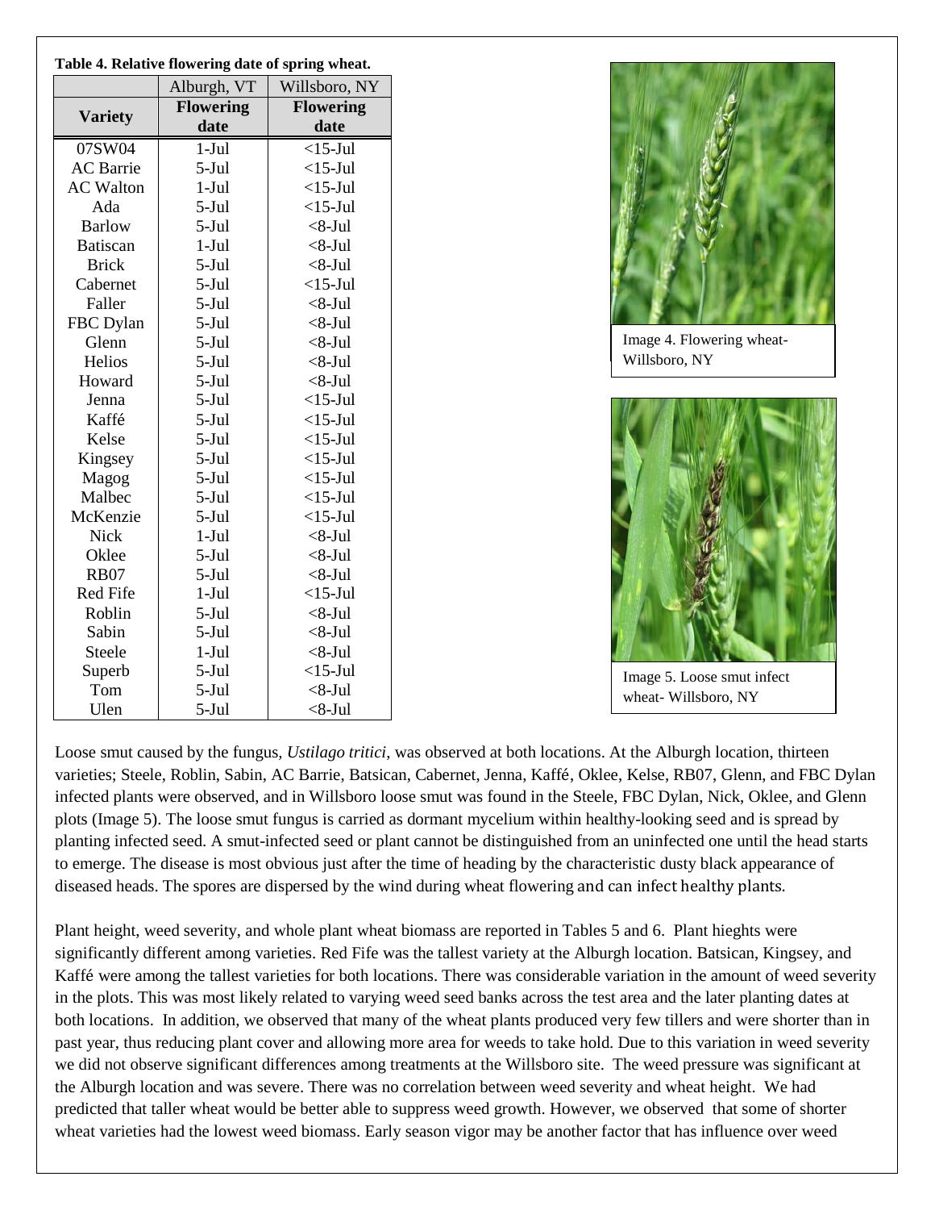**Table 4. Relative flowering date of spring wheat.**

| | Alburgh, VT | Willsboro, NY |
|---|---|---|
| **Variety** | **Flowering date** | **Flowering date** |
| 07SW04 | 1-Jul | <15-Jul |
| AC Barrie | 5-Jul | <15-Jul |
| AC Walton | 1-Jul | <15-Jul |
| Ada | 5-Jul | <15-Jul |
| Barlow | 5-Jul | <8-Jul |
| Batiscan | 1-Jul | <8-Jul |
| Brick | 5-Jul | <8-Jul |
| Cabernet | 5-Jul | <15-Jul |
| Faller | 5-Jul | <8-Jul |
| FBC Dylan | 5-Jul | <8-Jul |
| Glenn | 5-Jul | <8-Jul |
| Helios | 5-Jul | <8-Jul |
| Howard | 5-Jul | <8-Jul |
| Jenna | 5-Jul | <15-Jul |
| Kaffé | 5-Jul | <15-Jul |
| Kelse | 5-Jul | <15-Jul |
| Kingsey | 5-Jul | <15-Jul |
| Magog | 5-Jul | <15-Jul |
| Malbec | 5-Jul | <15-Jul |
| McKenzie | 5-Jul | <15-Jul |
| Nick | 1-Jul | <8-Jul |
| Oklee | 5-Jul | <8-Jul |
| RB07 | 5-Jul | <8-Jul |
| Red Fife | 1-Jul | <15-Jul |
| Roblin | 5-Jul | <8-Jul |
| Sabin | 5-Jul | <8-Jul |
| Steele | 1-Jul | <8-Jul |
| Superb | 5-Jul | <15-Jul |
| Tom | 5-Jul | <8-Jul |
| Ulen | 5-Jul | <8-Jul |

Image 4. Flowering wheat- Willsboro, NY

Image 5. Loose smut infect wheat- Willsboro, NY

Loose smut caused by the fungus, *Ustilago tritici*, was observed at both locations. At the Alburgh location, thirteen varieties; Steele, Roblin, Sabin, AC Barrie, Batsican, Cabernet, Jenna, Kaffé, Oklee, Kelse, RB07, Glenn, and FBC Dylan infected plants were observed, and in Willsboro loose smut was found in the Steele, FBC Dylan, Nick, Oklee, and Glenn plots (Image 5). The loose smut fungus is carried as dormant mycelium within healthy-looking seed and is spread by planting infected seed. A smut-infected seed or plant cannot be distinguished from an uninfected one until the head starts to emerge. The disease is most obvious just after the time of heading by the characteristic dusty black appearance of diseased heads. The spores are dispersed by the wind during wheat flowering and can infect healthy plants.

Plant height, weed severity, and whole plant wheat biomass are reported in Tables 5 and 6. Plant hieghts were significantly different among varieties. Red Fife was the tallest variety at the Alburgh location. Batsican, Kingsey, and Kaffé were among the tallest varieties for both locations. There was considerable variation in the amount of weed severity in the plots. This was most likely related to varying weed seed banks across the test area and the later planting dates at both locations. In addition, we observed that many of the wheat plants produced very few tillers and were shorter than in past year, thus reducing plant cover and allowing more area for weeds to take hold. Due to this variation in weed severity we did not observe significant differences among treatments at the Willsboro site. The weed pressure was significant at the Alburgh location and was severe. There was no correlation between weed severity and wheat height. We had predicted that taller wheat would be better able to suppress weed growth. However, we observed that some of shorter wheat varieties had the lowest weed biomass. Early season vigor may be another factor that has influence over weed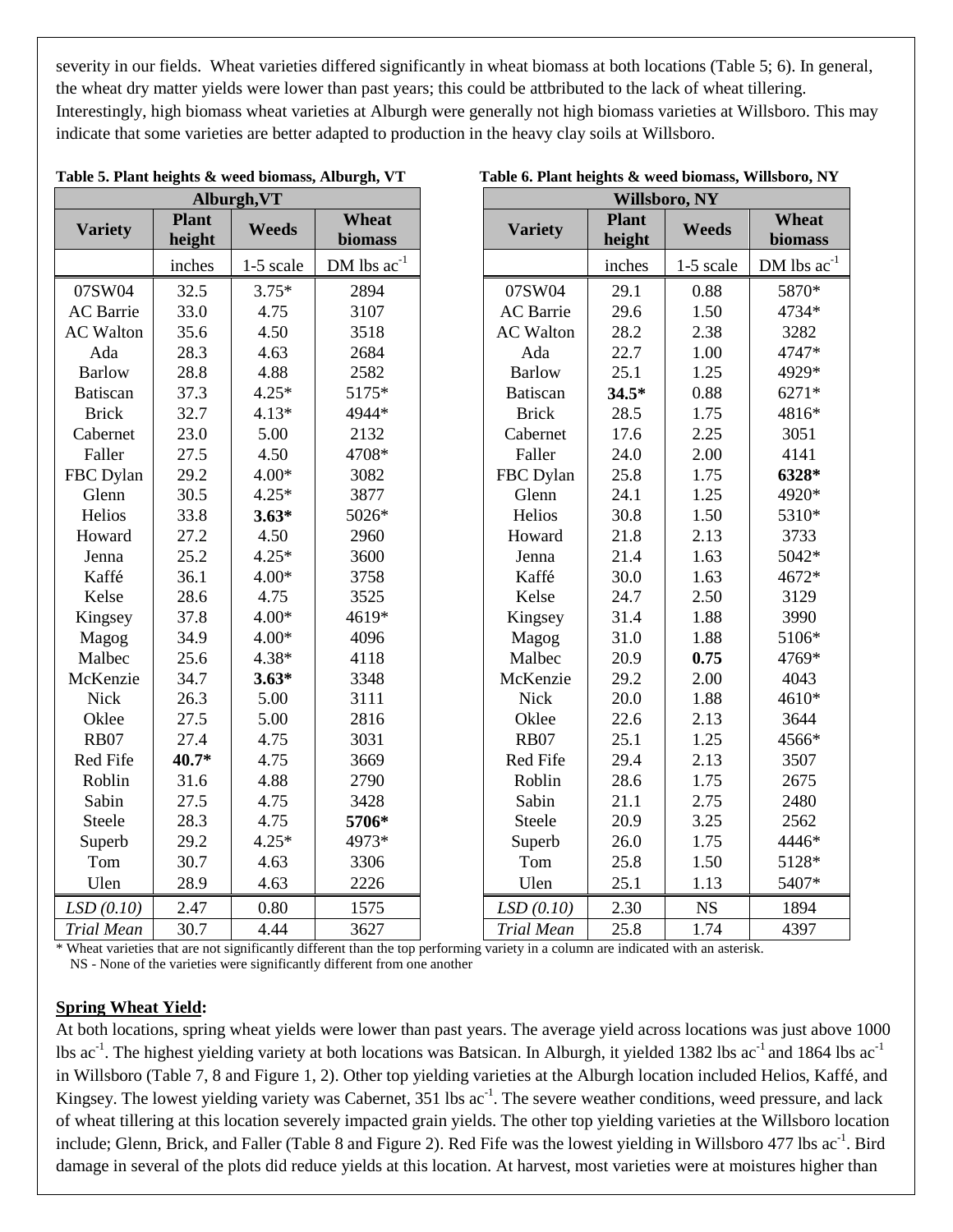severity in our fields. Wheat varieties differed significantly in wheat biomass at both locations (Table 5; 6). In general, the wheat dry matter yields were lower than past years; this could be attbributed to the lack of wheat tillering. Interestingly, high biomass wheat varieties at Alburgh were generally not high biomass varieties at Willsboro. This may indicate that some varieties are better adapted to production in the heavy clay soils at Willsboro.

**Table 5. Plant heights & weed biomass, Alburgh, VT**

| Alburgh,VT | | | |
|---|---|---|---|
| **Variety** | **Plant height** | **Weeds** | **Wheat biomass** |
| | inches | 1-5 scale | DM lbs ac$^{-1}$ |
| 07SW04 | 32.5 | 3.75* | 2894 |
| AC Barrie | 33.0 | 4.75 | 3107 |
| AC Walton | 35.6 | 4.50 | 3518 |
| Ada | 28.3 | 4.63 | 2684 |
| Barlow | 28.8 | 4.88 | 2582 |
| Batiscan | 37.3 | 4.25* | 5175* |
| Brick | 32.7 | 4.13* | 4944* |
| Cabernet | 23.0 | 5.00 | 2132 |
| Faller | 27.5 | 4.50 | 4708* |
| FBC Dylan | 29.2 | 4.00* | 3082 |
| Glenn | 30.5 | 4.25* | 3877 |
| Helios | 33.8 | **3.63*** | 5026* |
| Howard | 27.2 | 4.50 | 2960 |
| Jenna | 25.2 | 4.25* | 3600 |
| Kaffé | 36.1 | 4.00* | 3758 |
| Kelse | 28.6 | 4.75 | 3525 |
| Kingsey | 37.8 | 4.00* | 4619* |
| Magog | 34.9 | 4.00* | 4096 |
| Malbec | 25.6 | 4.38* | 4118 |
| McKenzie | 34.7 | **3.63*** | 3348 |
| Nick | 26.3 | 5.00 | 3111 |
| Oklee | 27.5 | 5.00 | 2816 |
| RB07 | 27.4 | 4.75 | 3031 |
| Red Fife | **40.7*** | 4.75 | 3669 |
| Roblin | 31.6 | 4.88 | 2790 |
| Sabin | 27.5 | 4.75 | 3428 |
| Steele | 28.3 | 4.75 | **5706*** |
| Superb | 29.2 | 4.25* | 4973* |
| Tom | 30.7 | 4.63 | 3306 |
| Ulen | 28.9 | 4.63 | 2226 |
| *LSD (0.10)* | 2.47 | 0.80 | 1575 |
| *Trial Mean* | 30.7 | 4.44 | 3627 |

**Table 6. Plant heights & weed biomass, Willsboro, NY**

| Willsboro, NY | | | |
|---|---|---|---|
| **Variety** | **Plant height** | **Weeds** | **Wheat biomass** |
| | inches | 1-5 scale | DM lbs ac$^{-1}$ |
| 07SW04 | 29.1 | 0.88 | 5870* |
| AC Barrie | 29.6 | 1.50 | 4734* |
| AC Walton | 28.2 | 2.38 | 3282 |
| Ada | 22.7 | 1.00 | 4747* |
| Barlow | 25.1 | 1.25 | 4929* |
| Batiscan | **34.5*** | 0.88 | 6271* |
| Brick | 28.5 | 1.75 | 4816* |
| Cabernet | 17.6 | 2.25 | 3051 |
| Faller | 24.0 | 2.00 | 4141 |
| FBC Dylan | 25.8 | 1.75 | **6328*** |
| Glenn | 24.1 | 1.25 | 4920* |
| Helios | 30.8 | 1.50 | 5310* |
| Howard | 21.8 | 2.13 | 3733 |
| Jenna | 21.4 | 1.63 | 5042* |
| Kaffé | 30.0 | 1.63 | 4672* |
| Kelse | 24.7 | 2.50 | 3129 |
| Kingsey | 31.4 | 1.88 | 3990 |
| Magog | 31.0 | 1.88 | 5106* |
| Malbec | 20.9 | **0.75** | 4769* |
| McKenzie | 29.2 | 2.00 | 4043 |
| Nick | 20.0 | 1.88 | 4610* |
| Oklee | 22.6 | 2.13 | 3644 |
| RB07 | 25.1 | 1.25 | 4566* |
| Red Fife | 29.4 | 2.13 | 3507 |
| Roblin | 28.6 | 1.75 | 2675 |
| Sabin | 21.1 | 2.75 | 2480 |
| Steele | 20.9 | 3.25 | 2562 |
| Superb | 26.0 | 1.75 | 4446* |
| Tom | 25.8 | 1.50 | 5128* |
| Ulen | 25.1 | 1.13 | 5407* |
| *LSD (0.10)* | 2.30 | NS | 1894 |
| *Trial Mean* | 25.8 | 1.74 | 4397 |

\* Wheat varieties that are not significantly different than the top performing variety in a column are indicated with an asterisk.
NS - None of the varieties were significantly different from one another

**Spring Wheat Yield:**

At both locations, spring wheat yields were lower than past years. The average yield across locations was just above 1000 lbs ac$^{-1}$. The highest yielding variety at both locations was Batsican. In Alburgh, it yielded 1382 lbs ac$^{-1}$ and 1864 lbs ac$^{-1}$ in Willsboro (Table 7, 8 and Figure 1, 2). Other top yielding varieties at the Alburgh location included Helios, Kaffé, and Kingsey. The lowest yielding variety was Cabernet, 351 lbs ac$^{-1}$. The severe weather conditions, weed pressure, and lack of wheat tillering at this location severely impacted grain yields. The other top yielding varieties at the Willsboro location include; Glenn, Brick, and Faller (Table 8 and Figure 2). Red Fife was the lowest yielding in Willsboro 477 lbs ac$^{-1}$. Bird damage in several of the plots did reduce yields at this location. At harvest, most varieties were at moistures higher than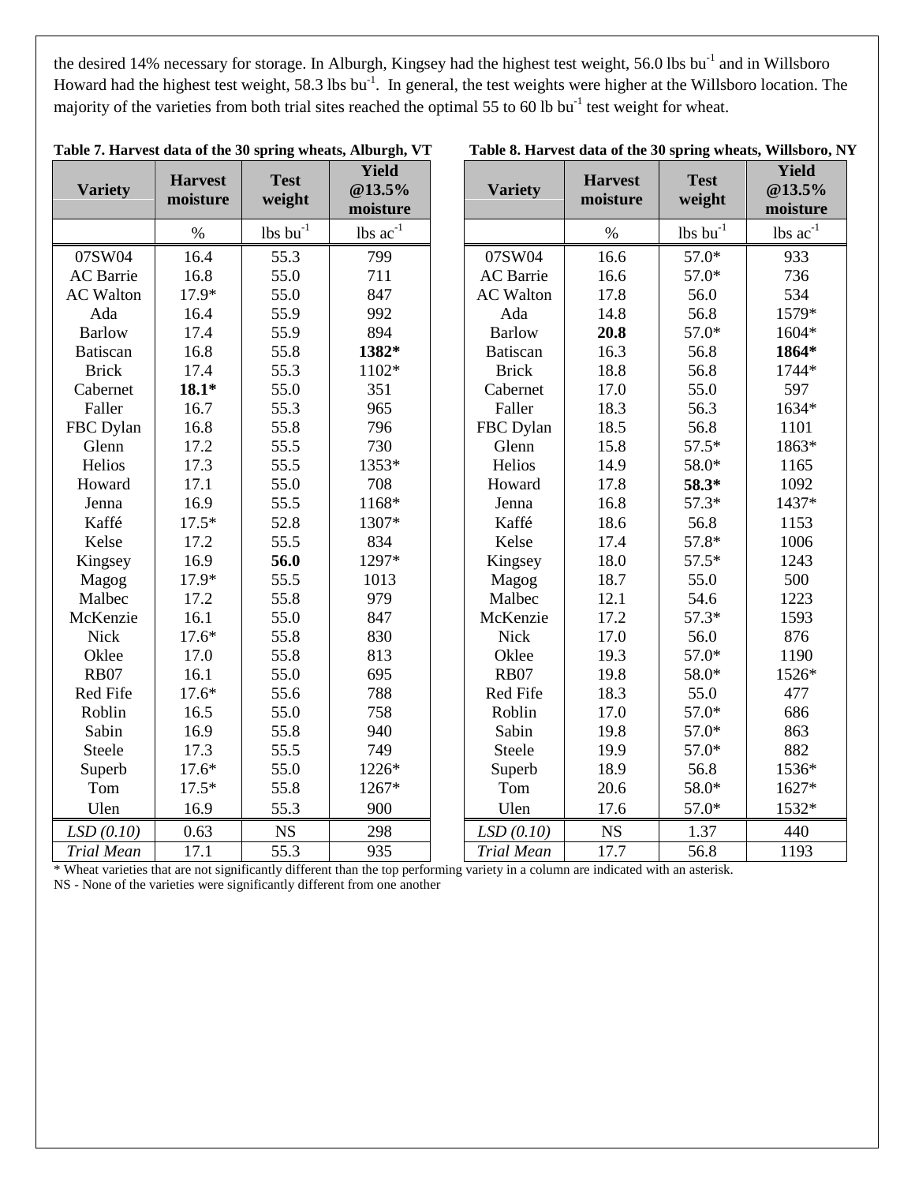the desired 14% necessary for storage. In Alburgh, Kingsey had the highest test weight, 56.0 lbs $bu^{-1}$ and in Willsboro Howard had the highest test weight, 58.3 lbs $bu^{-1}$. In general, the test weights were higher at the Willsboro location. The majority of the varieties from both trial sites reached the optimal 55 to 60 lb $bu^{-1}$ test weight for wheat.

**Table 7. Harvest data of the 30 spring wheats, Alburgh, VT**

| Variety | Harvest moisture | Test weight | Yield @13.5% moisture |
|---|---|---|---|
| | % | lbs $bu^{-1}$ | lbs $ac^{-1}$ |
| 07SW04 | 16.4 | 55.3 | 799 |
| AC Barrie | 16.8 | 55.0 | 711 |
| AC Walton | 17.9* | 55.0 | 847 |
| Ada | 16.4 | 55.9 | 992 |
| Barlow | 17.4 | 55.9 | 894 |
| Batiscan | 16.8 | 55.8 | **1382*** |
| Brick | 17.4 | 55.3 | 1102* |
| Cabernet | **18.1*** | 55.0 | 351 |
| Faller | 16.7 | 55.3 | 965 |
| FBC Dylan | 16.8 | 55.8 | 796 |
| Glenn | 17.2 | 55.5 | 730 |
| Helios | 17.3 | 55.5 | 1353* |
| Howard | 17.1 | 55.0 | 708 |
| Jenna | 16.9 | 55.5 | 1168* |
| Kaffé | 17.5* | 52.8 | 1307* |
| Kelse | 17.2 | 55.5 | 834 |
| Kingsey | 16.9 | **56.0** | 1297* |
| Magog | 17.9* | 55.5 | 1013 |
| Malbec | 17.2 | 55.8 | 979 |
| McKenzie | 16.1 | 55.0 | 847 |
| Nick | 17.6* | 55.8 | 830 |
| Oklee | 17.0 | 55.8 | 813 |
| RB07 | 16.1 | 55.0 | 695 |
| Red Fife | 17.6* | 55.6 | 788 |
| Roblin | 16.5 | 55.0 | 758 |
| Sabin | 16.9 | 55.8 | 940 |
| Steele | 17.3 | 55.5 | 749 |
| Superb | 17.6* | 55.0 | 1226* |
| Tom | 17.5* | 55.8 | 1267* |
| Ulen | 16.9 | 55.3 | 900 |
| *LSD (0.10)* | 0.63 | NS | 298 |
| *Trial Mean* | 17.1 | 55.3 | 935 |

**Table 8. Harvest data of the 30 spring wheats, Willsboro, NY**

| Variety | Harvest moisture | Test weight | Yield @13.5% moisture |
|---|---|---|---|
| | % | lbs $bu^{-1}$ | lbs $ac^{-1}$ |
| 07SW04 | 16.6 | 57.0* | 933 |
| AC Barrie | 16.6 | 57.0* | 736 |
| AC Walton | 17.8 | 56.0 | 534 |
| Ada | 14.8 | 56.8 | 1579* |
| Barlow | **20.8** | 57.0* | 1604* |
| Batiscan | 16.3 | 56.8 | **1864*** |
| Brick | 18.8 | 56.8 | 1744* |
| Cabernet | 17.0 | 55.0 | 597 |
| Faller | 18.3 | 56.3 | 1634* |
| FBC Dylan | 18.5 | 56.8 | 1101 |
| Glenn | 15.8 | 57.5* | 1863* |
| Helios | 14.9 | 58.0* | 1165 |
| Howard | 17.8 | **58.3*** | 1092 |
| Jenna | 16.8 | 57.3* | 1437* |
| Kaffé | 18.6 | 56.8 | 1153 |
| Kelse | 17.4 | 57.8* | 1006 |
| Kingsey | 18.0 | 57.5* | 1243 |
| Magog | 18.7 | 55.0 | 500 |
| Malbec | 12.1 | 54.6 | 1223 |
| McKenzie | 17.2 | 57.3* | 1593 |
| Nick | 17.0 | 56.0 | 876 |
| Oklee | 19.3 | 57.0* | 1190 |
| RB07 | 19.8 | 58.0* | 1526* |
| Red Fife | 18.3 | 55.0 | 477 |
| Roblin | 17.0 | 57.0* | 686 |
| Sabin | 19.8 | 57.0* | 863 |
| Steele | 19.9 | 57.0* | 882 |
| Superb | 18.9 | 56.8 | 1536* |
| Tom | 20.6 | 58.0* | 1627* |
| Ulen | 17.6 | 57.0* | 1532* |
| *LSD (0.10)* | NS | 1.37 | 440 |
| *Trial Mean* | 17.7 | 56.8 | 1193 |

* Wheat varieties that are not significantly different than the top performing variety in a column are indicated with an asterisk.
NS - None of the varieties were significantly different from one another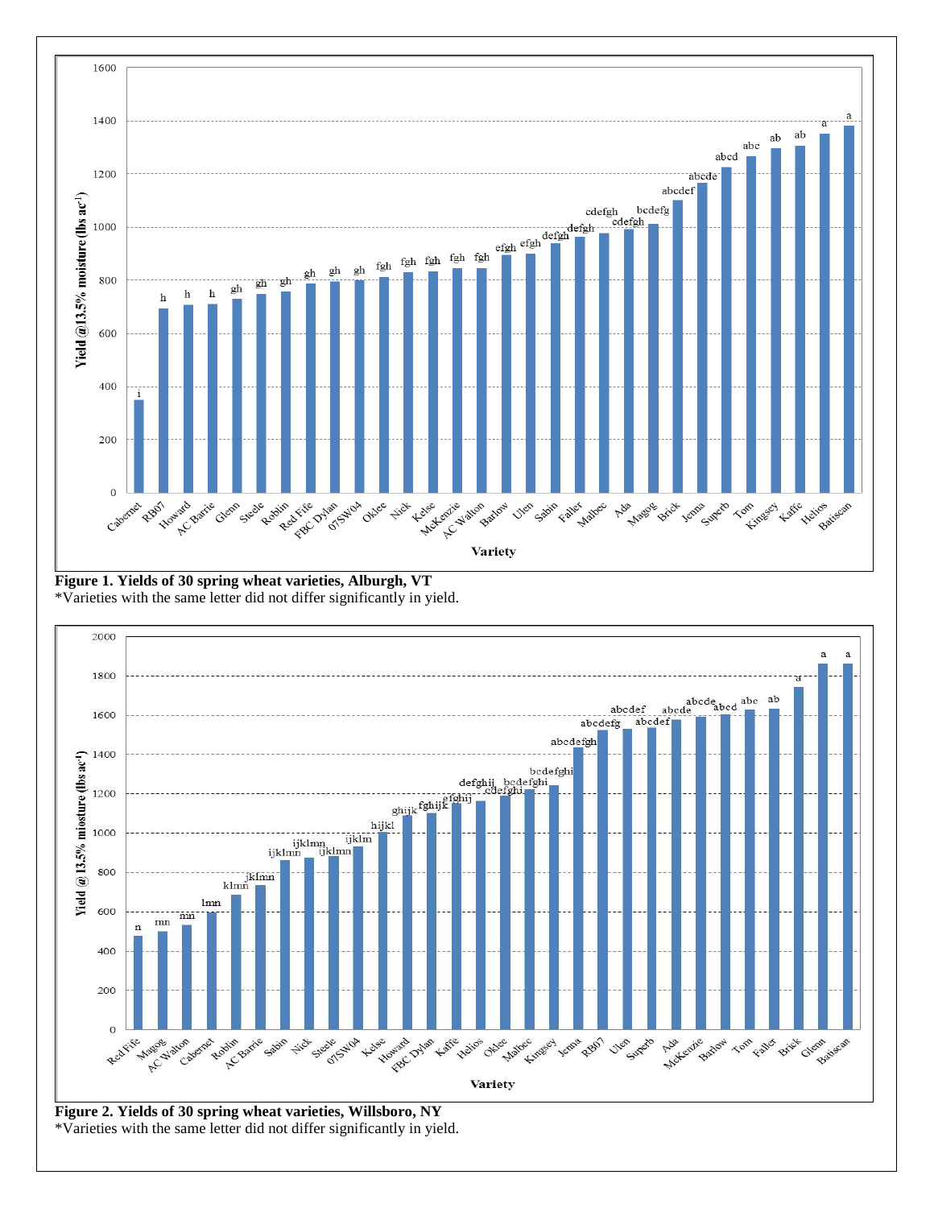**Figure 1. Yields of 30 spring wheat varieties, Alburgh, VT**
*Varieties with the same letter did not differ significantly in yield.

**Figure 2. Yields of 30 spring wheat varieties, Willsboro, NY**
*Varieties with the same letter did not differ significantly in yield.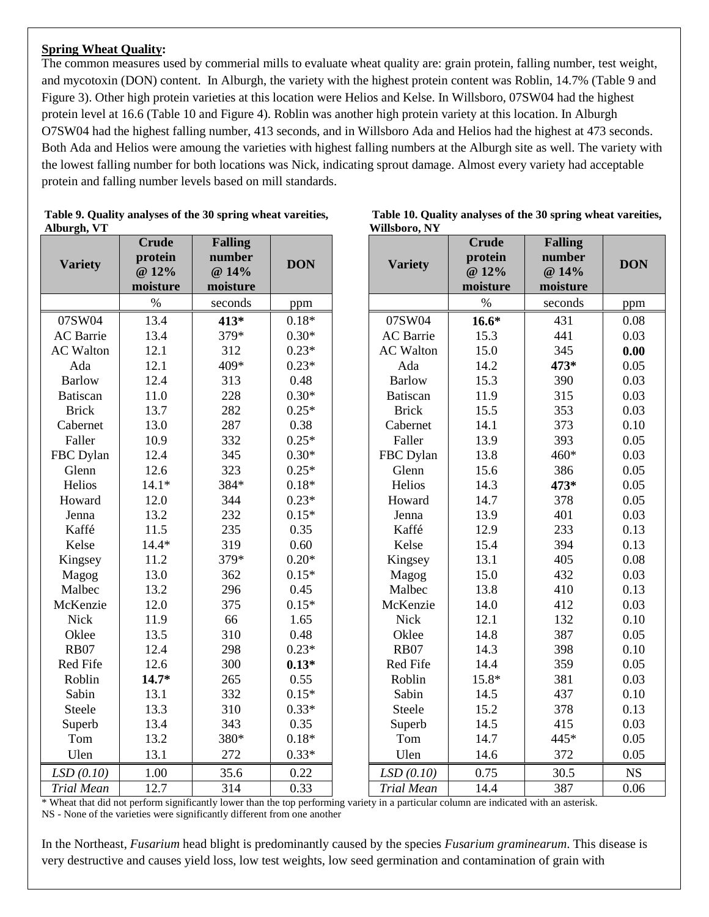**Spring Wheat Quality:**

The common measures used by commerial mills to evaluate wheat quality are: grain protein, falling number, test weight, and mycotoxin (DON) content. In Alburgh, the variety with the highest protein content was Roblin, 14.7% (Table 9 and Figure 3). Other high protein varieties at this location were Helios and Kelse. In Willsboro, 07SW04 had the highest protein level at 16.6 (Table 10 and Figure 4). Roblin was another high protein variety at this location. In Alburgh O7SW04 had the highest falling number, 413 seconds, and in Willsboro Ada and Helios had the highest at 473 seconds. Both Ada and Helios were amoung the varieties with highest falling numbers at the Alburgh site as well. The variety with the lowest falling number for both locations was Nick, indicating sprout damage. Almost every variety had acceptable protein and falling number levels based on mill standards.

**Table 9. Quality analyses of the 30 spring wheat vareities, Alburgh, VT**

| Variety | Crude protein @ 12% moisture | Falling number @ 14% moisture | DON |
|---|---|---|---|
| | % | seconds | ppm |
| 07SW04 | 13.4 | **413*** | 0.18* |
| AC Barrie | 13.4 | 379* | 0.30* |
| AC Walton | 12.1 | 312 | 0.23* |
| Ada | 12.1 | 409* | 0.23* |
| Barlow | 12.4 | 313 | 0.48 |
| Batiscan | 11.0 | 228 | 0.30* |
| Brick | 13.7 | 282 | 0.25* |
| Cabernet | 13.0 | 287 | 0.38 |
| Faller | 10.9 | 332 | 0.25* |
| FBC Dylan | 12.4 | 345 | 0.30* |
| Glenn | 12.6 | 323 | 0.25* |
| Helios | 14.1* | 384* | 0.18* |
| Howard | 12.0 | 344 | 0.23* |
| Jenna | 13.2 | 232 | 0.15* |
| Kaffé | 11.5 | 235 | 0.35 |
| Kelse | 14.4* | 319 | 0.60 |
| Kingsey | 11.2 | 379* | 0.20* |
| Magog | 13.0 | 362 | 0.15* |
| Malbec | 13.2 | 296 | 0.45 |
| McKenzie | 12.0 | 375 | 0.15* |
| Nick | 11.9 | 66 | 1.65 |
| Oklee | 13.5 | 310 | 0.48 |
| RB07 | 12.4 | 298 | 0.23* |
| Red Fife | 12.6 | 300 | **0.13*** |
| Roblin | **14.7*** | 265 | 0.55 |
| Sabin | 13.1 | 332 | 0.15* |
| Steele | 13.3 | 310 | 0.33* |
| Superb | 13.4 | 343 | 0.35 |
| Tom | 13.2 | 380* | 0.18* |
| Ulen | 13.1 | 272 | 0.33* |
| *LSD (0.10)* | 1.00 | 35.6 | 0.22 |
| *Trial Mean* | 12.7 | 314 | 0.33 |

**Table 10. Quality analyses of the 30 spring wheat vareities, Willsboro, NY**

| Variety | Crude protein @ 12% moisture | Falling number @ 14% moisture | DON |
|---|---|---|---|
| | % | seconds | ppm |
| 07SW04 | **16.6*** | 431 | 0.08 |
| AC Barrie | 15.3 | 441 | 0.03 |
| AC Walton | 15.0 | 345 | **0.00** |
| Ada | 14.2 | **473*** | 0.05 |
| Barlow | 15.3 | 390 | 0.03 |
| Batiscan | 11.9 | 315 | 0.03 |
| Brick | 15.5 | 353 | 0.03 |
| Cabernet | 14.1 | 373 | 0.10 |
| Faller | 13.9 | 393 | 0.05 |
| FBC Dylan | 13.8 | 460* | 0.03 |
| Glenn | 15.6 | 386 | 0.05 |
| Helios | 14.3 | **473*** | 0.05 |
| Howard | 14.7 | 378 | 0.05 |
| Jenna | 13.9 | 401 | 0.03 |
| Kaffé | 12.9 | 233 | 0.13 |
| Kelse | 15.4 | 394 | 0.13 |
| Kingsey | 13.1 | 405 | 0.08 |
| Magog | 15.0 | 432 | 0.03 |
| Malbec | 13.8 | 410 | 0.13 |
| McKenzie | 14.0 | 412 | 0.03 |
| Nick | 12.1 | 132 | 0.10 |
| Oklee | 14.8 | 387 | 0.05 |
| RB07 | 14.3 | 398 | 0.10 |
| Red Fife | 14.4 | 359 | 0.05 |
| Roblin | 15.8* | 381 | 0.03 |
| Sabin | 14.5 | 437 | 0.10 |
| Steele | 15.2 | 378 | 0.13 |
| Superb | 14.5 | 415 | 0.03 |
| Tom | 14.7 | 445* | 0.05 |
| Ulen | 14.6 | 372 | 0.05 |
| *LSD (0.10)* | 0.75 | 30.5 | NS |
| *Trial Mean* | 14.4 | 387 | 0.06 |

\* Wheat that did not perform significantly lower than the top performing variety in a particular column are indicated with an asterisk.
NS - None of the varieties were significantly different from one another

In the Northeast, *Fusarium* head blight is predominantly caused by the species *Fusarium graminearum*. This disease is very destructive and causes yield loss, low test weights, low seed germination and contamination of grain with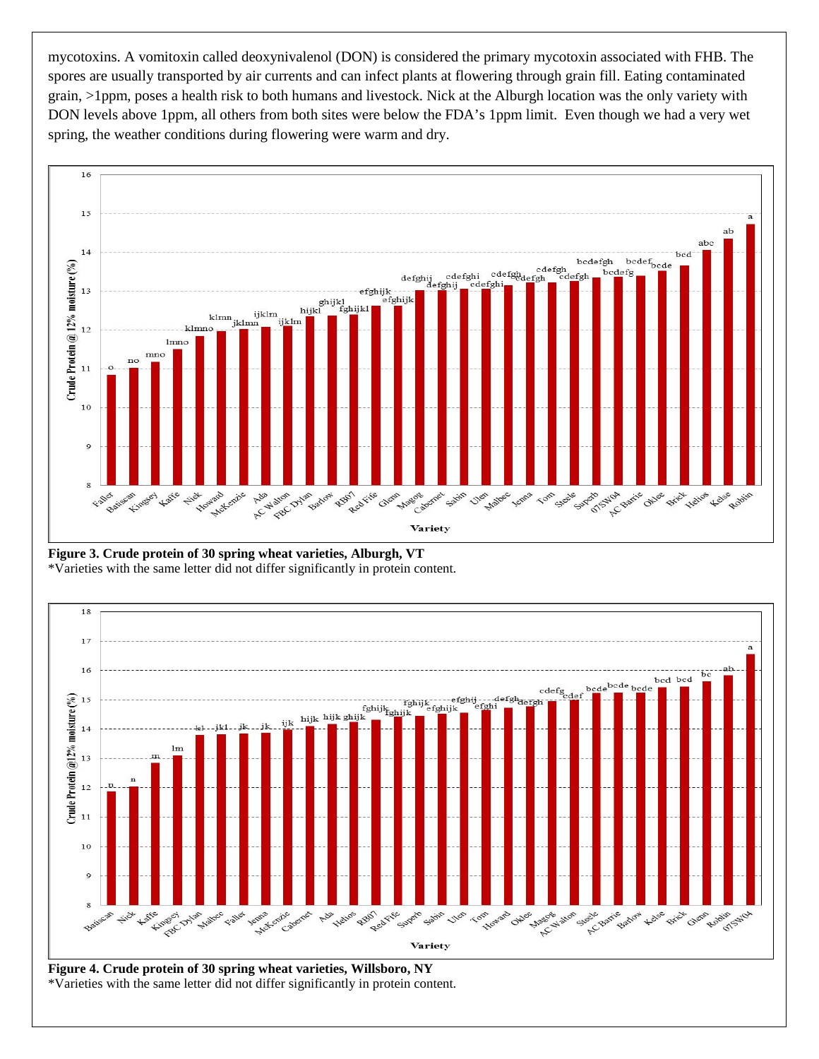mycotoxins. A vomitoxin called deoxynivalenol (DON) is considered the primary mycotoxin associated with FHB. The spores are usually transported by air currents and can infect plants at flowering through grain fill. Eating contaminated grain, >1ppm, poses a health risk to both humans and livestock. Nick at the Alburgh location was the only variety with DON levels above 1ppm, all others from both sites were below the FDA's 1ppm limit. Even though we had a very wet spring, the weather conditions during flowering were warm and dry.

**Figure 3. Crude protein of 30 spring wheat varieties, Alburgh, VT**

*Varieties with the same letter did not differ significantly in protein content.

**Figure 4. Crude protein of 30 spring wheat varieties, Willsboro, NY**

*Varieties with the same letter did not differ significantly in protein content.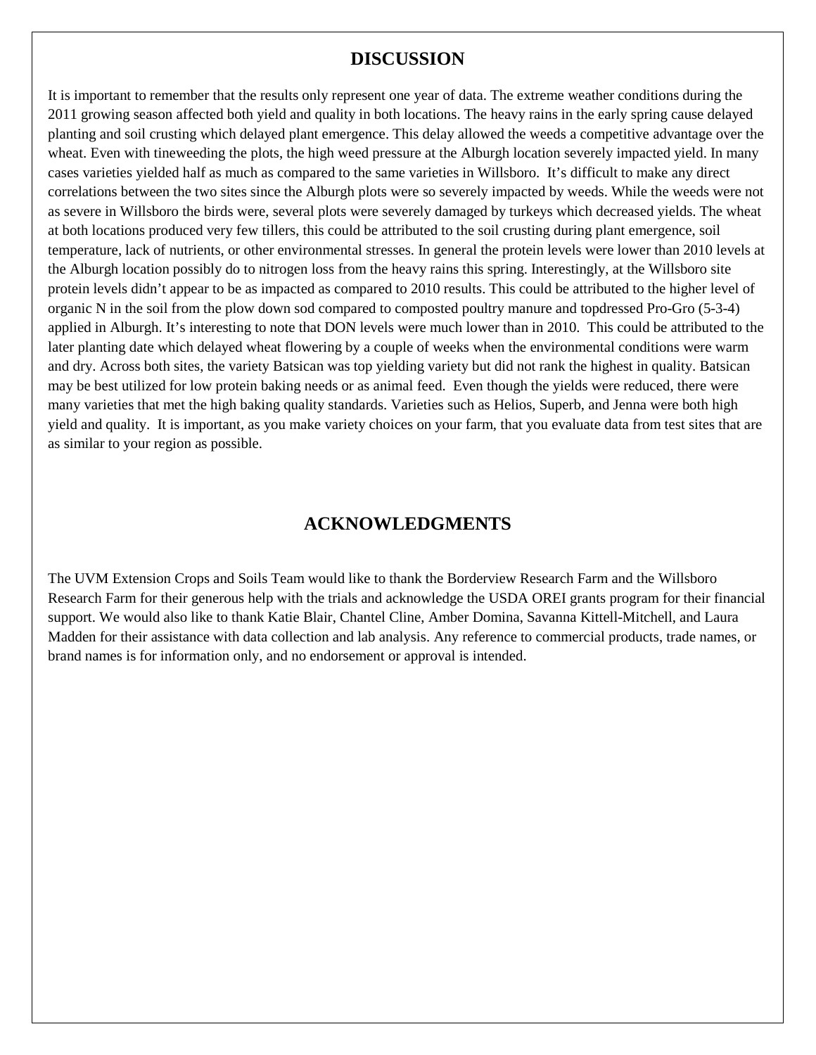## DISCUSSION

It is important to remember that the results only represent one year of data. The extreme weather conditions during the 2011 growing season affected both yield and quality in both locations. The heavy rains in the early spring cause delayed planting and soil crusting which delayed plant emergence. This delay allowed the weeds a competitive advantage over the wheat. Even with tineweeding the plots, the high weed pressure at the Alburgh location severely impacted yield. In many cases varieties yielded half as much as compared to the same varieties in Willsboro. It's difficult to make any direct correlations between the two sites since the Alburgh plots were so severely impacted by weeds. While the weeds were not as severe in Willsboro the birds were, several plots were severely damaged by turkeys which decreased yields. The wheat at both locations produced very few tillers, this could be attributed to the soil crusting during plant emergence, soil temperature, lack of nutrients, or other environmental stresses. In general the protein levels were lower than 2010 levels at the Alburgh location possibly do to nitrogen loss from the heavy rains this spring. Interestingly, at the Willsboro site protein levels didn't appear to be as impacted as compared to 2010 results. This could be attributed to the higher level of organic N in the soil from the plow down sod compared to composted poultry manure and topdressed Pro-Gro (5-3-4) applied in Alburgh. It's interesting to note that DON levels were much lower than in 2010. This could be attributed to the later planting date which delayed wheat flowering by a couple of weeks when the environmental conditions were warm and dry. Across both sites, the variety Batsican was top yielding variety but did not rank the highest in quality. Batsican may be best utilized for low protein baking needs or as animal feed. Even though the yields were reduced, there were many varieties that met the high baking quality standards. Varieties such as Helios, Superb, and Jenna were both high yield and quality. It is important, as you make variety choices on your farm, that you evaluate data from test sites that are as similar to your region as possible.

## ACKNOWLEDGMENTS

The UVM Extension Crops and Soils Team would like to thank the Borderview Research Farm and the Willsboro Research Farm for their generous help with the trials and acknowledge the USDA OREI grants program for their financial support. We would also like to thank Katie Blair, Chantel Cline, Amber Domina, Savanna Kittell-Mitchell, and Laura Madden for their assistance with data collection and lab analysis. Any reference to commercial products, trade names, or brand names is for information only, and no endorsement or approval is intended.